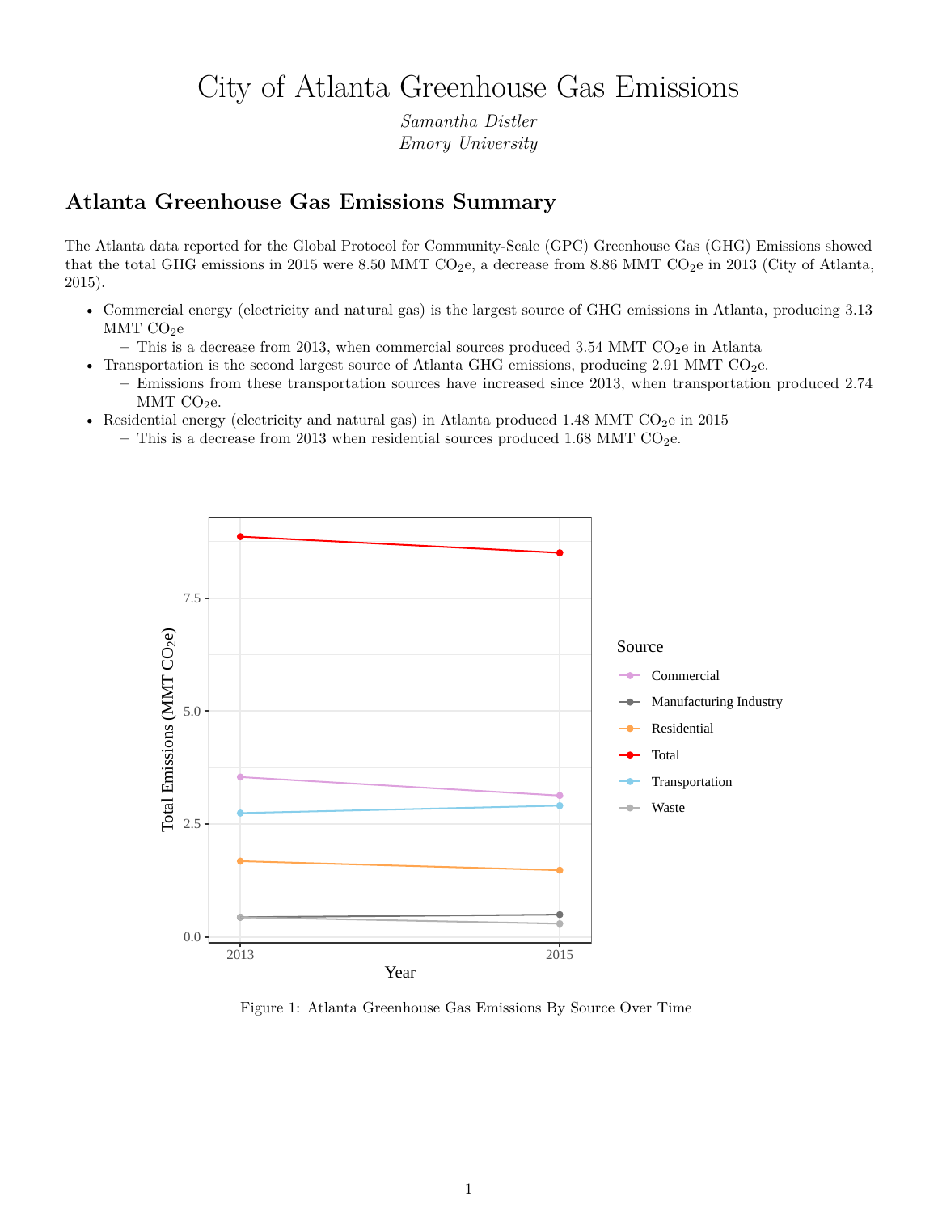# City of Atlanta Greenhouse Gas Emissions

*Samantha Distler*
*Emory University*

## Atlanta Greenhouse Gas Emissions Summary

The Atlanta data reported for the Global Protocol for Community-Scale (GPC) Greenhouse Gas (GHG) Emissions showed that the total GHG emissions in 2015 were 8.50 MMT $CO_2$e, a decrease from 8.86 MMT $CO_2$e in 2013 (City of Atlanta, 2015).

- Commercial energy (electricity and natural gas) is the largest source of GHG emissions in Atlanta, producing 3.13 MMT $CO_2$e
  - This is a decrease from 2013, when commercial sources produced 3.54 MMT $CO_2$e in Atlanta
- Transportation is the second largest source of Atlanta GHG emissions, producing 2.91 MMT $CO_2$e.
  - Emissions from these transportation sources have increased since 2013, when transportation produced 2.74 MMT $CO_2$e.
- Residential energy (electricity and natural gas) in Atlanta produced 1.48 MMT $CO_2$e in 2015
  - This is a decrease from 2013 when residential sources produced 1.68 MMT $CO_2$e.

Figure 1: Atlanta Greenhouse Gas Emissions By Source Over Time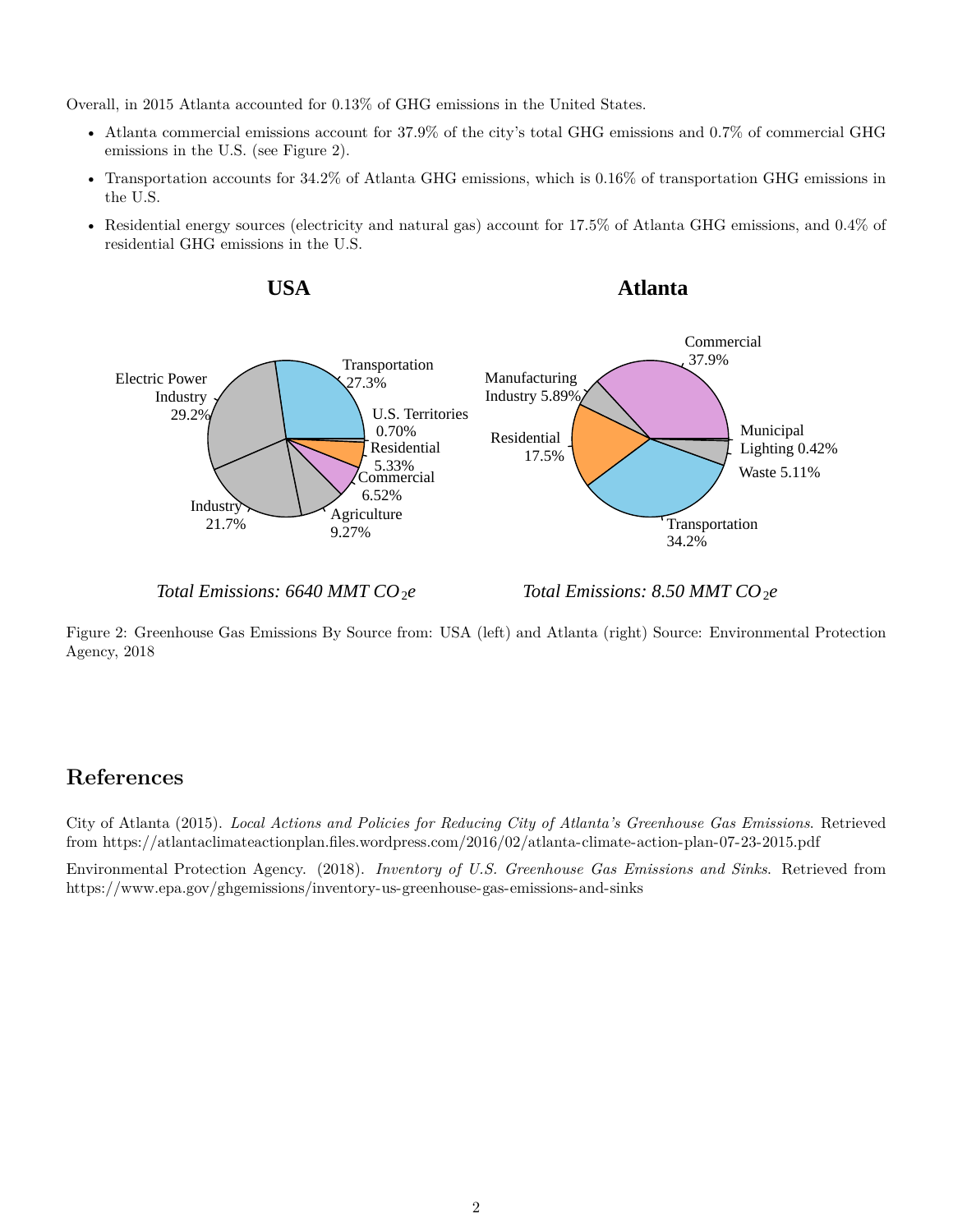Overall, in 2015 Atlanta accounted for 0.13% of GHG emissions in the United States.

- Atlanta commercial emissions account for 37.9% of the city's total GHG emissions and 0.7% of commercial GHG emissions in the U.S. (see Figure 2).
- Transportation accounts for 34.2% of Atlanta GHG emissions, which is 0.16% of transportation GHG emissions in the U.S.
- Residential energy sources (electricity and natural gas) account for 17.5% of Atlanta GHG emissions, and 0.4% of residential GHG emissions in the U.S.

**USA**

Transportation 27.3%
U.S. Territories 0.70%
Residential 5.33%
Commercial 6.52%
Agriculture 9.27%
Industry 21.7%
Electric Power Industry 29.2%

*Total Emissions: 6640 MMT $CO_2e$*

**Atlanta**

Commercial 37.9%
Municipal Lighting 0.42%
Waste 5.11%
Transportation 34.2%
Residential 17.5%
Manufacturing Industry 5.89%

*Total Emissions: 8.50 MMT $CO_2e$*

Figure 2: Greenhouse Gas Emissions By Source from: USA (left) and Atlanta (right) Source: Environmental Protection Agency, 2018

## References

City of Atlanta (2015). *Local Actions and Policies for Reducing City of Atlanta's Greenhouse Gas Emissions*. Retrieved from https://atlantaclimateactionplan.files.wordpress.com/2016/02/atlanta-climate-action-plan-07-23-2015.pdf

Environmental Protection Agency. (2018). *Inventory of U.S. Greenhouse Gas Emissions and Sinks*. Retrieved from https://www.epa.gov/ghgemissions/inventory-us-greenhouse-gas-emissions-and-sinks